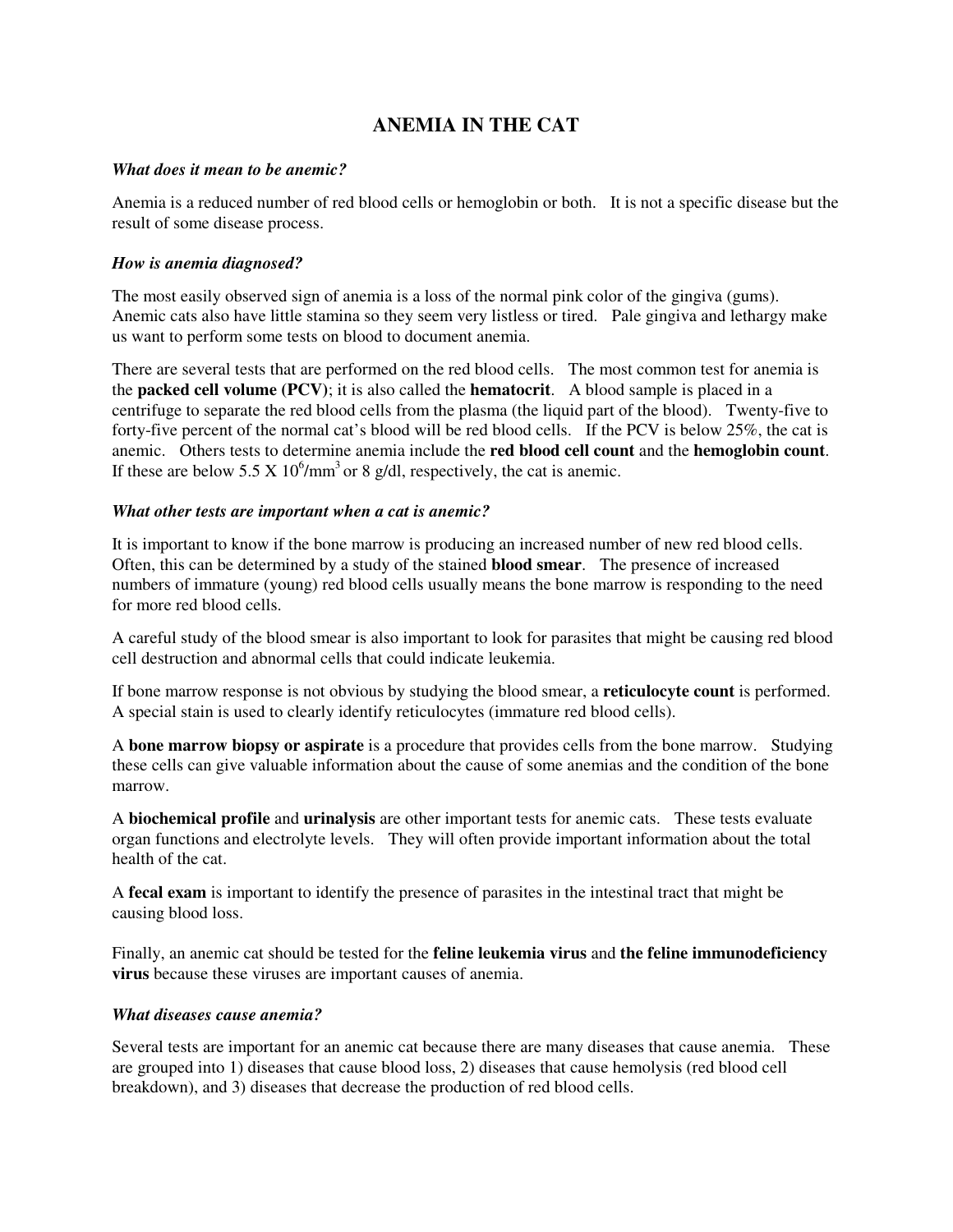# ANEMIA IN THE CAT

***What does it mean to be anemic?***

Anemia is a reduced number of red blood cells or hemoglobin or both. It is not a specific disease but the result of some disease process.

***How is anemia diagnosed?***

The most easily observed sign of anemia is a loss of the normal pink color of the gingiva (gums). Anemic cats also have little stamina so they seem very listless or tired. Pale gingiva and lethargy make us want to perform some tests on blood to document anemia.

There are several tests that are performed on the red blood cells. The most common test for anemia is the **packed cell volume (PCV)**; it is also called the **hematocrit**. A blood sample is placed in a centrifuge to separate the red blood cells from the plasma (the liquid part of the blood). Twenty-five to forty-five percent of the normal cat's blood will be red blood cells. If the PCV is below 25%, the cat is anemic. Others tests to determine anemia include the **red blood cell count** and the **hemoglobin count**. If these are below $5.5 \times 10^6/mm^3$ or 8 g/dl, respectively, the cat is anemic.

***What other tests are important when a cat is anemic?***

It is important to know if the bone marrow is producing an increased number of new red blood cells. Often, this can be determined by a study of the stained **blood smear**. The presence of increased numbers of immature (young) red blood cells usually means the bone marrow is responding to the need for more red blood cells.

A careful study of the blood smear is also important to look for parasites that might be causing red blood cell destruction and abnormal cells that could indicate leukemia.

If bone marrow response is not obvious by studying the blood smear, a **reticulocyte count** is performed. A special stain is used to clearly identify reticulocytes (immature red blood cells).

A **bone marrow biopsy or aspirate** is a procedure that provides cells from the bone marrow. Studying these cells can give valuable information about the cause of some anemias and the condition of the bone marrow.

A **biochemical profile** and **urinalysis** are other important tests for anemic cats. These tests evaluate organ functions and electrolyte levels. They will often provide important information about the total health of the cat.

A **fecal exam** is important to identify the presence of parasites in the intestinal tract that might be causing blood loss.

Finally, an anemic cat should be tested for the **feline leukemia virus** and **the feline immunodeficiency virus** because these viruses are important causes of anemia.

***What diseases cause anemia?***

Several tests are important for an anemic cat because there are many diseases that cause anemia. These are grouped into 1) diseases that cause blood loss, 2) diseases that cause hemolysis (red blood cell breakdown), and 3) diseases that decrease the production of red blood cells.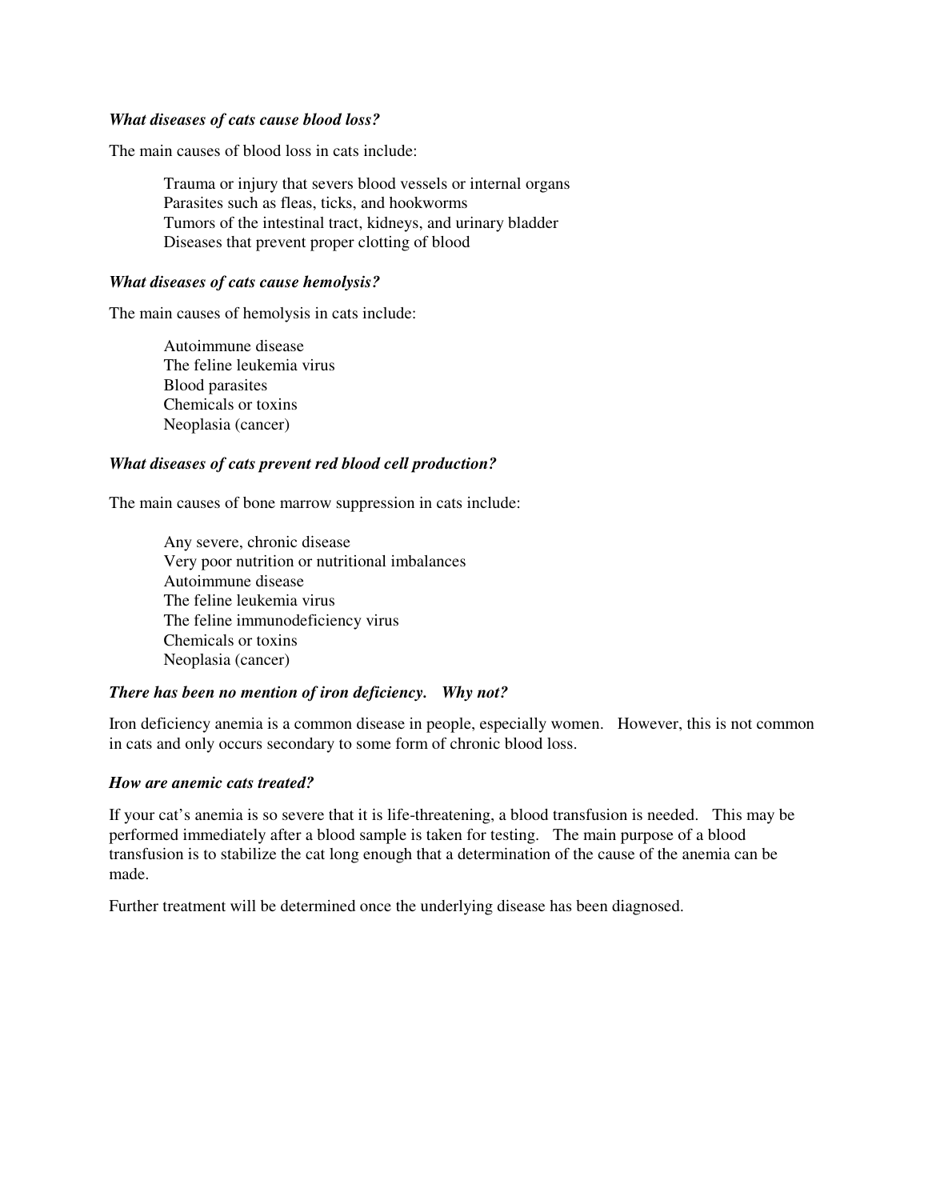***What diseases of cats cause blood loss?***

The main causes of blood loss in cats include:

- Trauma or injury that severs blood vessels or internal organs
- Parasites such as fleas, ticks, and hookworms
- Tumors of the intestinal tract, kidneys, and urinary bladder
- Diseases that prevent proper clotting of blood

***What diseases of cats cause hemolysis?***

The main causes of hemolysis in cats include:

- Autoimmune disease
- The feline leukemia virus
- Blood parasites
- Chemicals or toxins
- Neoplasia (cancer)

***What diseases of cats prevent red blood cell production?***

The main causes of bone marrow suppression in cats include:

- Any severe, chronic disease
- Very poor nutrition or nutritional imbalances
- Autoimmune disease
- The feline leukemia virus
- The feline immunodeficiency virus
- Chemicals or toxins
- Neoplasia (cancer)

***There has been no mention of iron deficiency. Why not?***

Iron deficiency anemia is a common disease in people, especially women. However, this is not common in cats and only occurs secondary to some form of chronic blood loss.

***How are anemic cats treated?***

If your cat's anemia is so severe that it is life-threatening, a blood transfusion is needed. This may be performed immediately after a blood sample is taken for testing. The main purpose of a blood transfusion is to stabilize the cat long enough that a determination of the cause of the anemia can be made.

Further treatment will be determined once the underlying disease has been diagnosed.